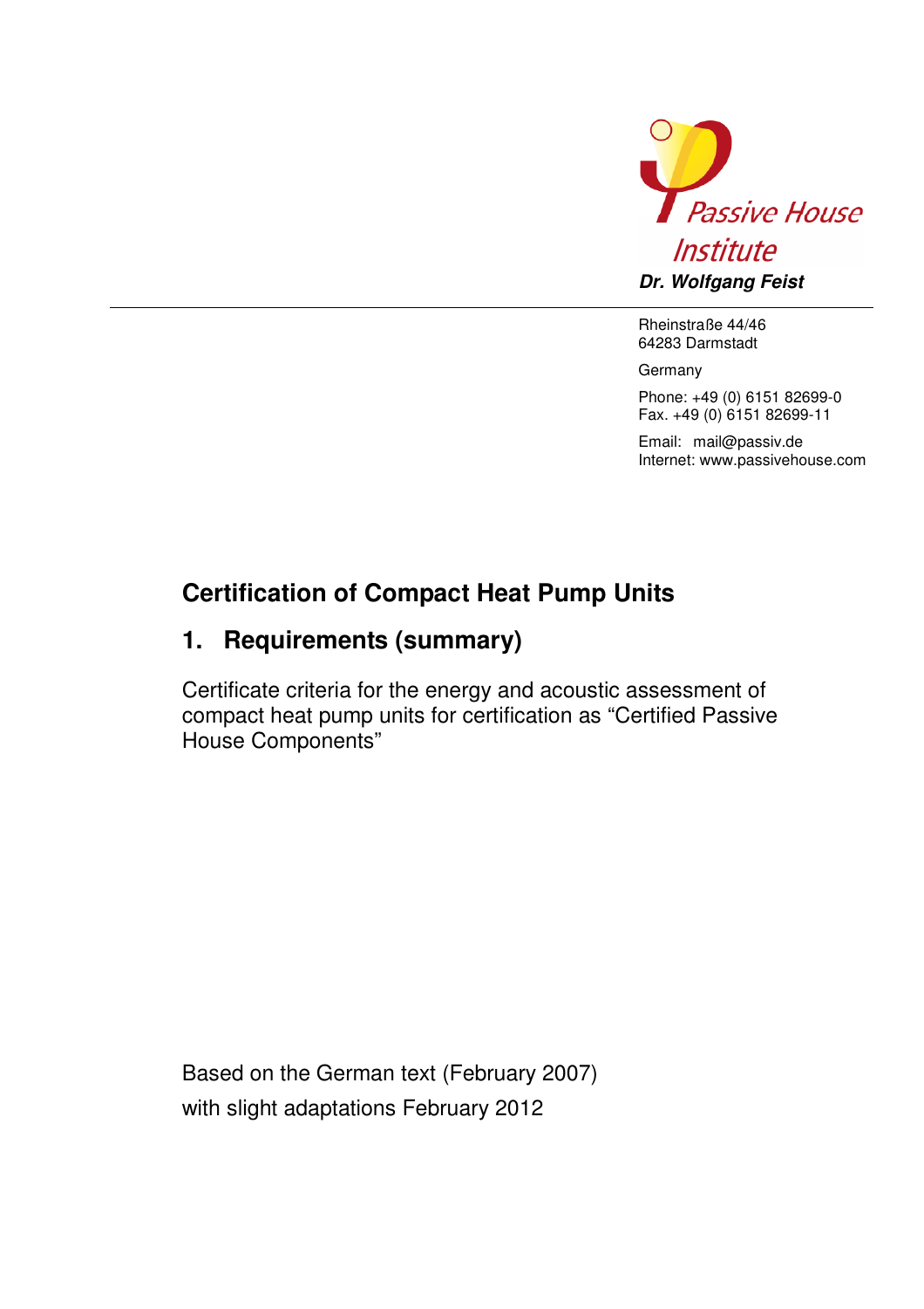Passive House Institute

***Dr. Wolfgang Feist***

Rheinstraße 44/46
64283 Darmstadt

Germany

Phone: +49 (0) 6151 82699-0
Fax. +49 (0) 6151 82699-11

Email: mail@passiv.de
Internet: www.passivehouse.com

# Certification of Compact Heat Pump Units

## 1. Requirements (summary)

Certificate criteria for the energy and acoustic assessment of compact heat pump units for certification as “Certified Passive House Components”

Based on the German text (February 2007)

with slight adaptations February 2012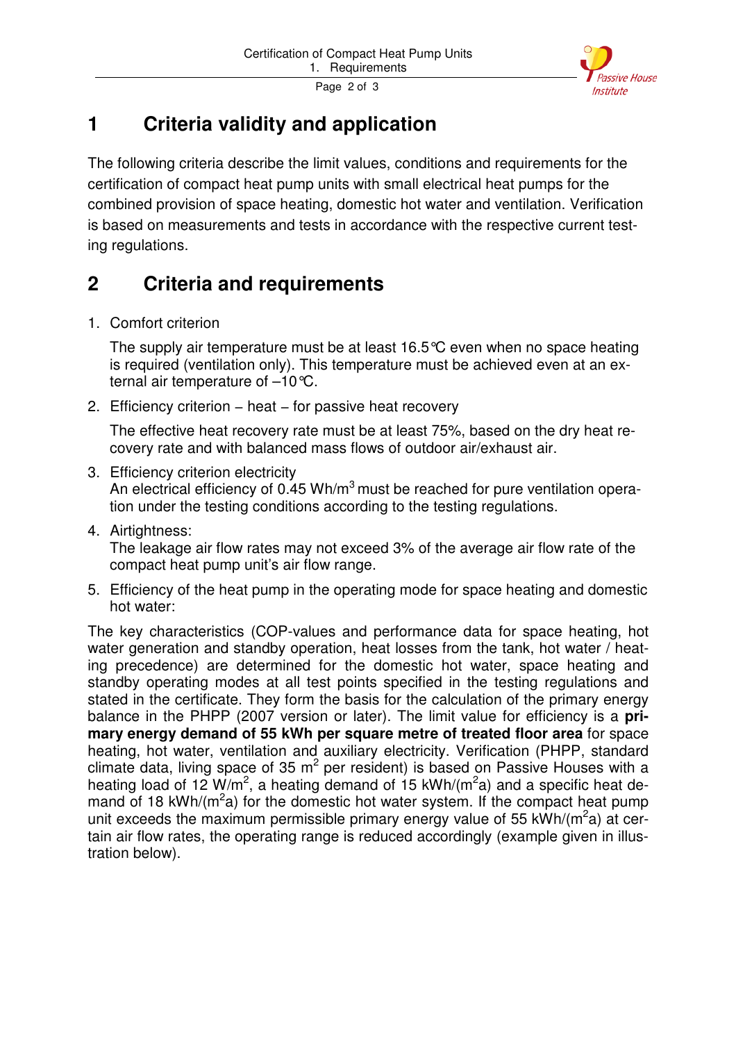# 1 Criteria validity and application

The following criteria describe the limit values, conditions and requirements for the certification of compact heat pump units with small electrical heat pumps for the combined provision of space heating, domestic hot water and ventilation. Verification is based on measurements and tests in accordance with the respective current testing regulations.

# 2 Criteria and requirements

1. Comfort criterion

   The supply air temperature must be at least 16.5°C even when no space heating is required (ventilation only). This temperature must be achieved even at an external air temperature of –10°C.

2. Efficiency criterion – heat – for passive heat recovery

   The effective heat recovery rate must be at least 75%, based on the dry heat recovery rate and with balanced mass flows of outdoor air/exhaust air.

3. Efficiency criterion electricity
   An electrical efficiency of 0.45 Wh/m$^3$ must be reached for pure ventilation operation under the testing conditions according to the testing regulations.

4. Airtightness:
   The leakage air flow rates may not exceed 3% of the average air flow rate of the compact heat pump unit's air flow range.

5. Efficiency of the heat pump in the operating mode for space heating and domestic hot water:

The key characteristics (COP-values and performance data for space heating, hot water generation and standby operation, heat losses from the tank, hot water / heating precedence) are determined for the domestic hot water, space heating and standby operating modes at all test points specified in the testing regulations and stated in the certificate. They form the basis for the calculation of the primary energy balance in the PHPP (2007 version or later). The limit value for efficiency is a **primary energy demand of 55 kWh per square metre of treated floor area** for space heating, hot water, ventilation and auxiliary electricity. Verification (PHPP, standard climate data, living space of 35 m$^2$ per resident) is based on Passive Houses with a heating load of 12 W/m$^2$, a heating demand of 15 kWh/(m$^2$a) and a specific heat demand of 18 kWh/(m$^2$a) for the domestic hot water system. If the compact heat pump unit exceeds the maximum permissible primary energy value of 55 kWh/(m$^2$a) at certain air flow rates, the operating range is reduced accordingly (example given in illustration below).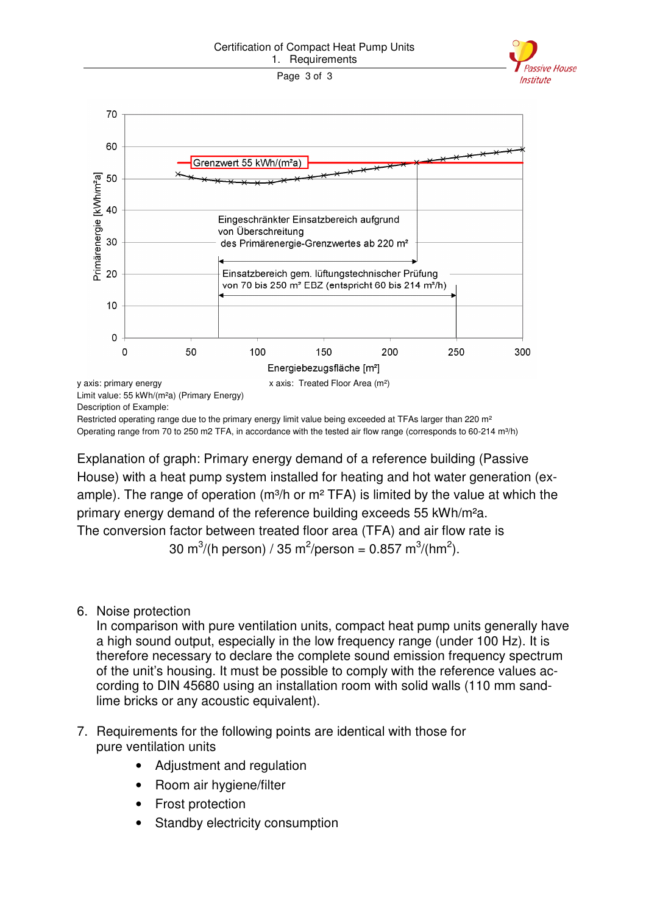70
60
50
40
30
20
10
0

Primärenergie [kWh/m²a]

Grenzwert 55 kWh/(m²a)

Eingeschränkter Einsatzbereich aufgrund von Überschreitung des Primärenergie-Grenzwertes ab 220 m²

Einsatzbereich gem. lüftungstechnischer Prüfung von 70 bis 250 m² EBZ (entspricht 60 bis 214 m³/h)

0 50 100 150 200 250 300

Energiebezugsfläche [m²]

y axis: primary energy x axis: Treated Floor Area (m²)

Limit value: 55 kWh/(m²a) (Primary Energy)

Description of Example:

Restricted operating range due to the primary energy limit value being exceeded at TFAs larger than 220 m²

Operating range from 70 to 250 m2 TFA, in accordance with the tested air flow range (corresponds to 60-214 m³/h)

Explanation of graph: Primary energy demand of a reference building (Passive House) with a heat pump system installed for heating and hot water generation (example). The range of operation (m³/h or m² TFA) is limited by the value at which the primary energy demand of the reference building exceeds 55 kWh/m²a.
The conversion factor between treated floor area (TFA) and air flow rate is

$$30\ m^3/(h\ person)\ /\ 35\ m^2/person = 0.857\ m^3/(hm^2).$$

6. Noise protection
   In comparison with pure ventilation units, compact heat pump units generally have a high sound output, especially in the low frequency range (under 100 Hz). It is therefore necessary to declare the complete sound emission frequency spectrum of the unit's housing. It must be possible to comply with the reference values according to DIN 45680 using an installation room with solid walls (110 mm sand-lime bricks or any acoustic equivalent).

7. Requirements for the following points are identical with those for pure ventilation units
   - Adjustment and regulation
   - Room air hygiene/filter
   - Frost protection
   - Standby electricity consumption